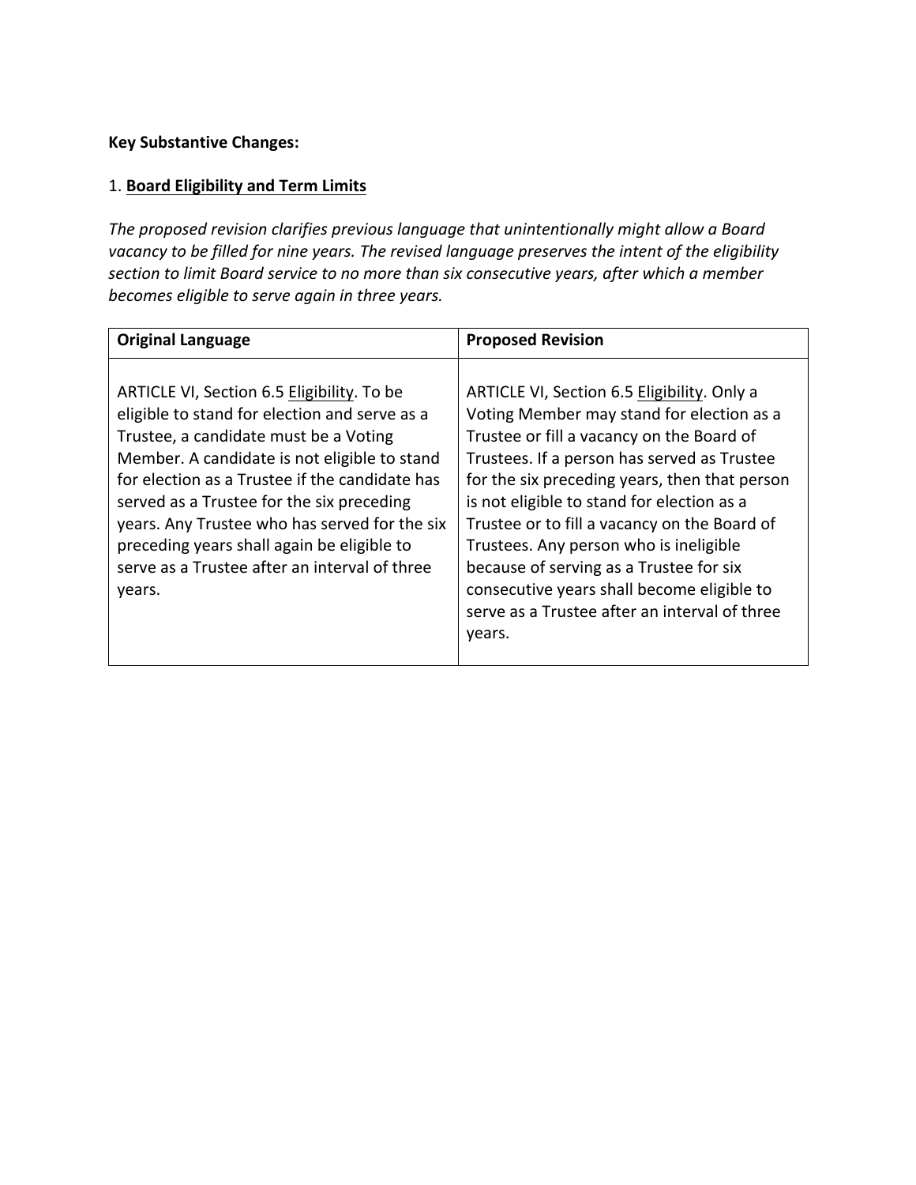**Key Substantive Changes:**

1. **<u>Board Eligibility and Term Limits</u>**

*The proposed revision clarifies previous language that unintentionally might allow a Board vacancy to be filled for nine years. The revised language preserves the intent of the eligibility section to limit Board service to no more than six consecutive years, after which a member becomes eligible to serve again in three years.*

| **Original Language** | **Proposed Revision** |
|---|---|
| ARTICLE VI, Section 6.5 <u>Eligibility</u>. To be eligible to stand for election and serve as a Trustee, a candidate must be a Voting Member. A candidate is not eligible to stand for election as a Trustee if the candidate has served as a Trustee for the six preceding years. Any Trustee who has served for the six preceding years shall again be eligible to serve as a Trustee after an interval of three years. | ARTICLE VI, Section 6.5 <u>Eligibility</u>. Only a Voting Member may stand for election as a Trustee or fill a vacancy on the Board of Trustees. If a person has served as Trustee for the six preceding years, then that person is not eligible to stand for election as a Trustee or to fill a vacancy on the Board of Trustees. Any person who is ineligible because of serving as a Trustee for six consecutive years shall become eligible to serve as a Trustee after an interval of three years. |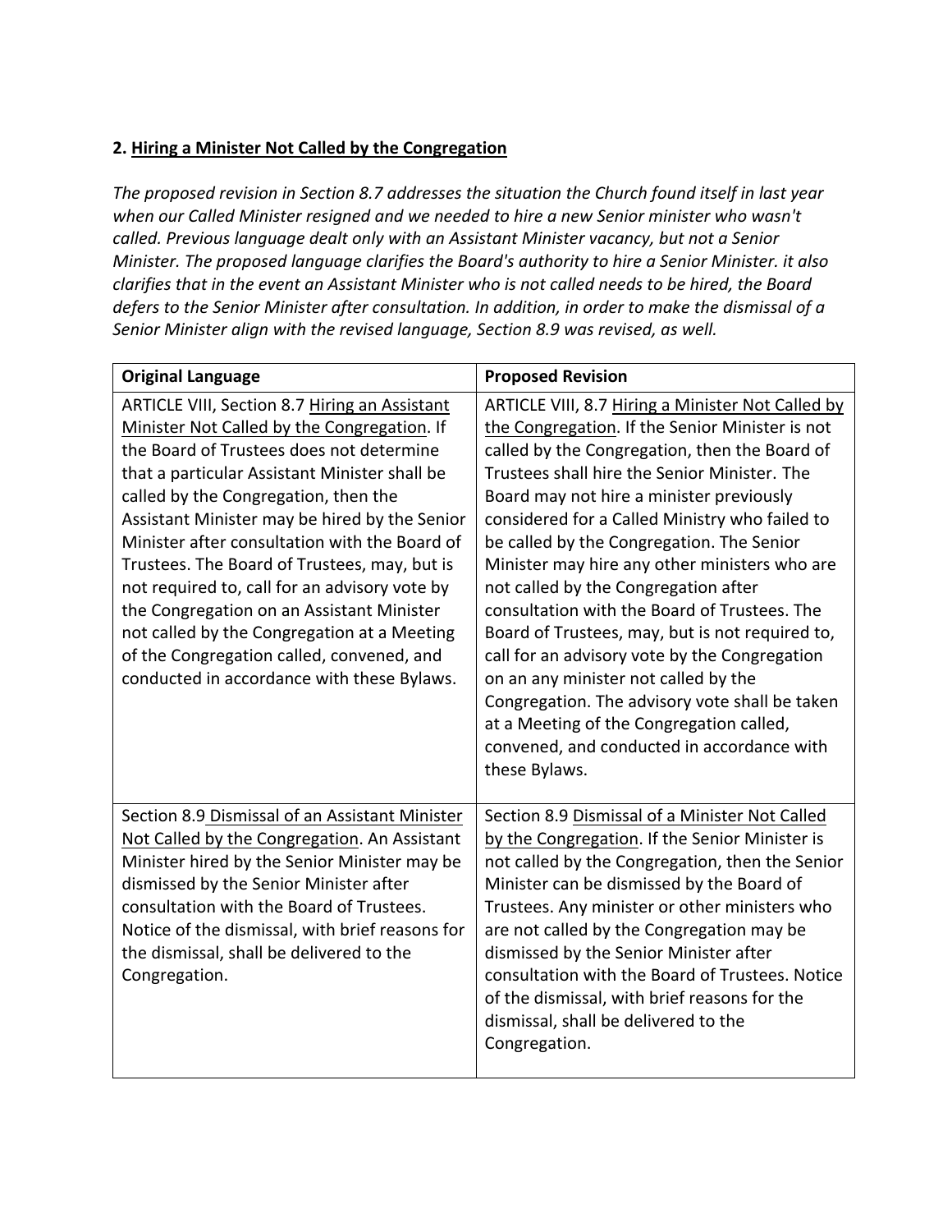**2. Hiring a Minister Not Called by the Congregation**

*The proposed revision in Section 8.7 addresses the situation the Church found itself in last year when our Called Minister resigned and we needed to hire a new Senior minister who wasn't called. Previous language dealt only with an Assistant Minister vacancy, but not a Senior Minister. The proposed language clarifies the Board's authority to hire a Senior Minister. it also clarifies that in the event an Assistant Minister who is not called needs to be hired, the Board defers to the Senior Minister after consultation. In addition, in order to make the dismissal of a Senior Minister align with the revised language, Section 8.9 was revised, as well.*

| **Original Language** | **Proposed Revision** |
| --- | --- |
| ARTICLE VIII, Section 8.7 <u>Hiring an Assistant Minister Not Called by the Congregation</u>. If the Board of Trustees does not determine that a particular Assistant Minister shall be called by the Congregation, then the Assistant Minister may be hired by the Senior Minister after consultation with the Board of Trustees. The Board of Trustees, may, but is not required to, call for an advisory vote by the Congregation on an Assistant Minister not called by the Congregation at a Meeting of the Congregation called, convened, and conducted in accordance with these Bylaws. | ARTICLE VIII, 8.7 <u>Hiring a Minister Not Called by the Congregation</u>. If the Senior Minister is not called by the Congregation, then the Board of Trustees shall hire the Senior Minister. The Board may not hire a minister previously considered for a Called Ministry who failed to be called by the Congregation. The Senior Minister may hire any other ministers who are not called by the Congregation after consultation with the Board of Trustees. The Board of Trustees, may, but is not required to, call for an advisory vote by the Congregation on an any minister not called by the Congregation. The advisory vote shall be taken at a Meeting of the Congregation called, convened, and conducted in accordance with these Bylaws. |
| Section 8.9 <u>Dismissal of an Assistant Minister Not Called by the Congregation</u>. An Assistant Minister hired by the Senior Minister may be dismissed by the Senior Minister after consultation with the Board of Trustees. Notice of the dismissal, with brief reasons for the dismissal, shall be delivered to the Congregation. | Section 8.9 <u>Dismissal of a Minister Not Called by the Congregation</u>. If the Senior Minister is not called by the Congregation, then the Senior Minister can be dismissed by the Board of Trustees. Any minister or other ministers who are not called by the Congregation may be dismissed by the Senior Minister after consultation with the Board of Trustees. Notice of the dismissal, with brief reasons for the dismissal, shall be delivered to the Congregation. |